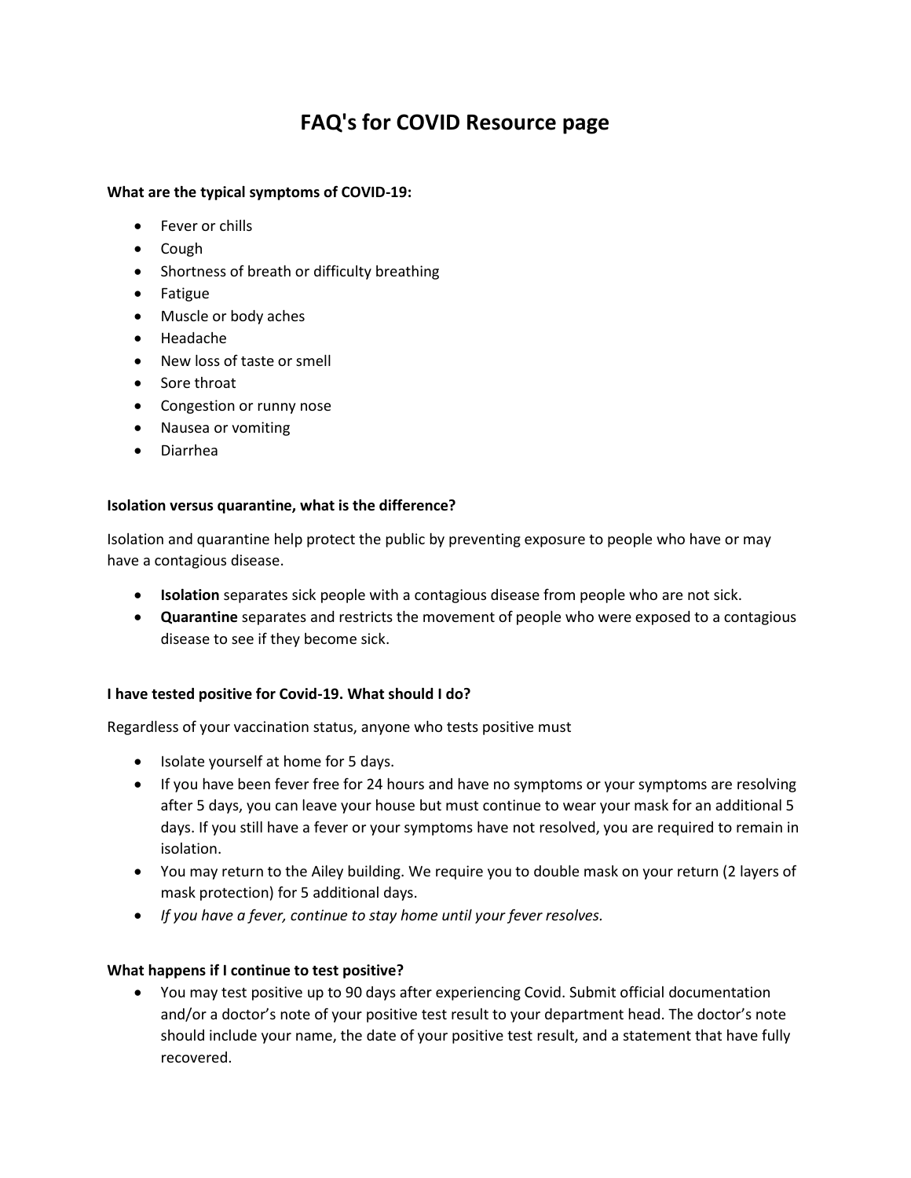# FAQ's for COVID Resource page

**What are the typical symptoms of COVID-19:**

- Fever or chills
- Cough
- Shortness of breath or difficulty breathing
- Fatigue
- Muscle or body aches
- Headache
- New loss of taste or smell
- Sore throat
- Congestion or runny nose
- Nausea or vomiting
- Diarrhea

**Isolation versus quarantine, what is the difference?**

Isolation and quarantine help protect the public by preventing exposure to people who have or may have a contagious disease.

- **Isolation** separates sick people with a contagious disease from people who are not sick.
- **Quarantine** separates and restricts the movement of people who were exposed to a contagious disease to see if they become sick.

**I have tested positive for Covid-19. What should I do?**

Regardless of your vaccination status, anyone who tests positive must

- Isolate yourself at home for 5 days.
- If you have been fever free for 24 hours and have no symptoms or your symptoms are resolving after 5 days, you can leave your house but must continue to wear your mask for an additional 5 days. If you still have a fever or your symptoms have not resolved, you are required to remain in isolation.
- You may return to the Ailey building. We require you to double mask on your return (2 layers of mask protection) for 5 additional days.
- *If you have a fever, continue to stay home until your fever resolves.*

**What happens if I continue to test positive?**

- You may test positive up to 90 days after experiencing Covid. Submit official documentation and/or a doctor's note of your positive test result to your department head. The doctor's note should include your name, the date of your positive test result, and a statement that have fully recovered.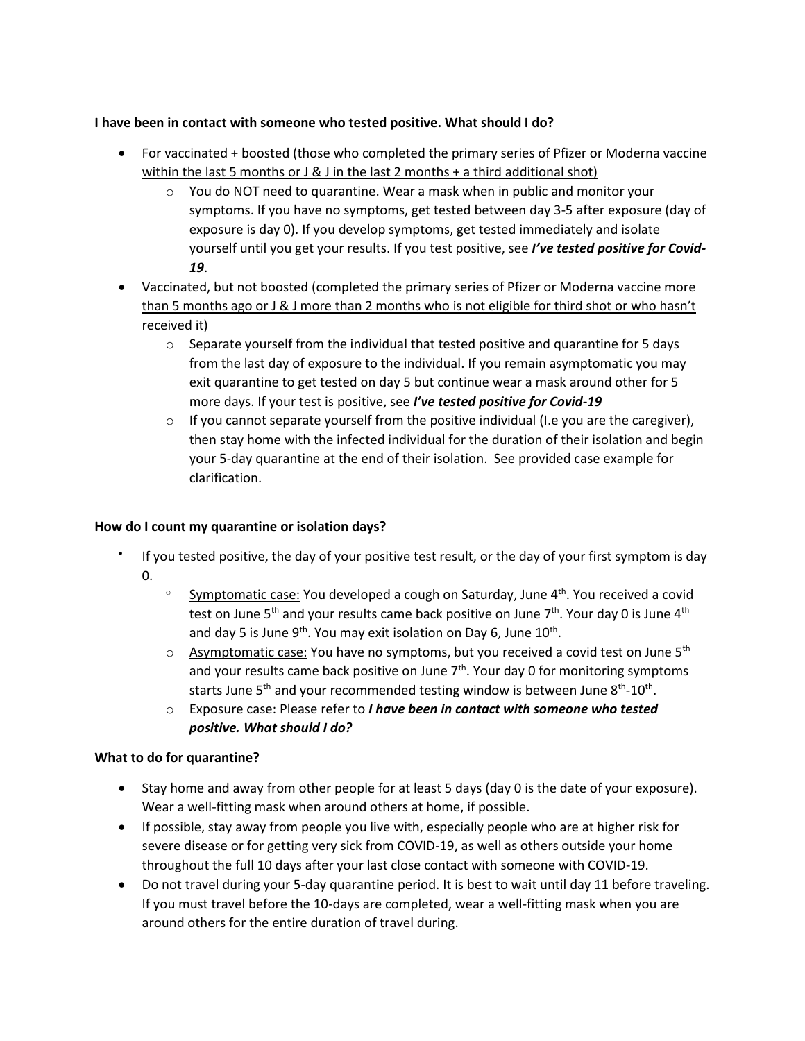**I have been in contact with someone who tested positive. What should I do?**

- For vaccinated + boosted (those who completed the primary series of Pfizer or Moderna vaccine within the last 5 months or J & J in the last 2 months + a third additional shot)
  - You do NOT need to quarantine. Wear a mask when in public and monitor your symptoms. If you have no symptoms, get tested between day 3-5 after exposure (day of exposure is day 0). If you develop symptoms, get tested immediately and isolate yourself until you get your results. If you test positive, see ***I've tested positive for Covid-19***.
- Vaccinated, but not boosted (completed the primary series of Pfizer or Moderna vaccine more than 5 months ago or J & J more than 2 months who is not eligible for third shot or who hasn't received it)
  - Separate yourself from the individual that tested positive and quarantine for 5 days from the last day of exposure to the individual. If you remain asymptomatic you may exit quarantine to get tested on day 5 but continue wear a mask around other for 5 more days. If your test is positive, see ***I've tested positive for Covid-19***
  - If you cannot separate yourself from the positive individual (I.e you are the caregiver), then stay home with the infected individual for the duration of their isolation and begin your 5-day quarantine at the end of their isolation. See provided case example for clarification.

**How do I count my quarantine or isolation days?**

- If you tested positive, the day of your positive test result, or the day of your first symptom is day 0.
  - Symptomatic case: You developed a cough on Saturday, June 4th. You received a covid test on June 5th and your results came back positive on June 7th. Your day 0 is June 4th and day 5 is June 9th. You may exit isolation on Day 6, June 10th.
  - Asymptomatic case: You have no symptoms, but you received a covid test on June 5th and your results came back positive on June 7th. Your day 0 for monitoring symptoms starts June 5th and your recommended testing window is between June 8th-10th.
  - Exposure case: Please refer to ***I have been in contact with someone who tested positive. What should I do?***

**What to do for quarantine?**

- Stay home and away from other people for at least 5 days (day 0 is the date of your exposure). Wear a well-fitting mask when around others at home, if possible.
- If possible, stay away from people you live with, especially people who are at higher risk for severe disease or for getting very sick from COVID-19, as well as others outside your home throughout the full 10 days after your last close contact with someone with COVID-19.
- Do not travel during your 5-day quarantine period. It is best to wait until day 11 before traveling. If you must travel before the 10-days are completed, wear a well-fitting mask when you are around others for the entire duration of travel during.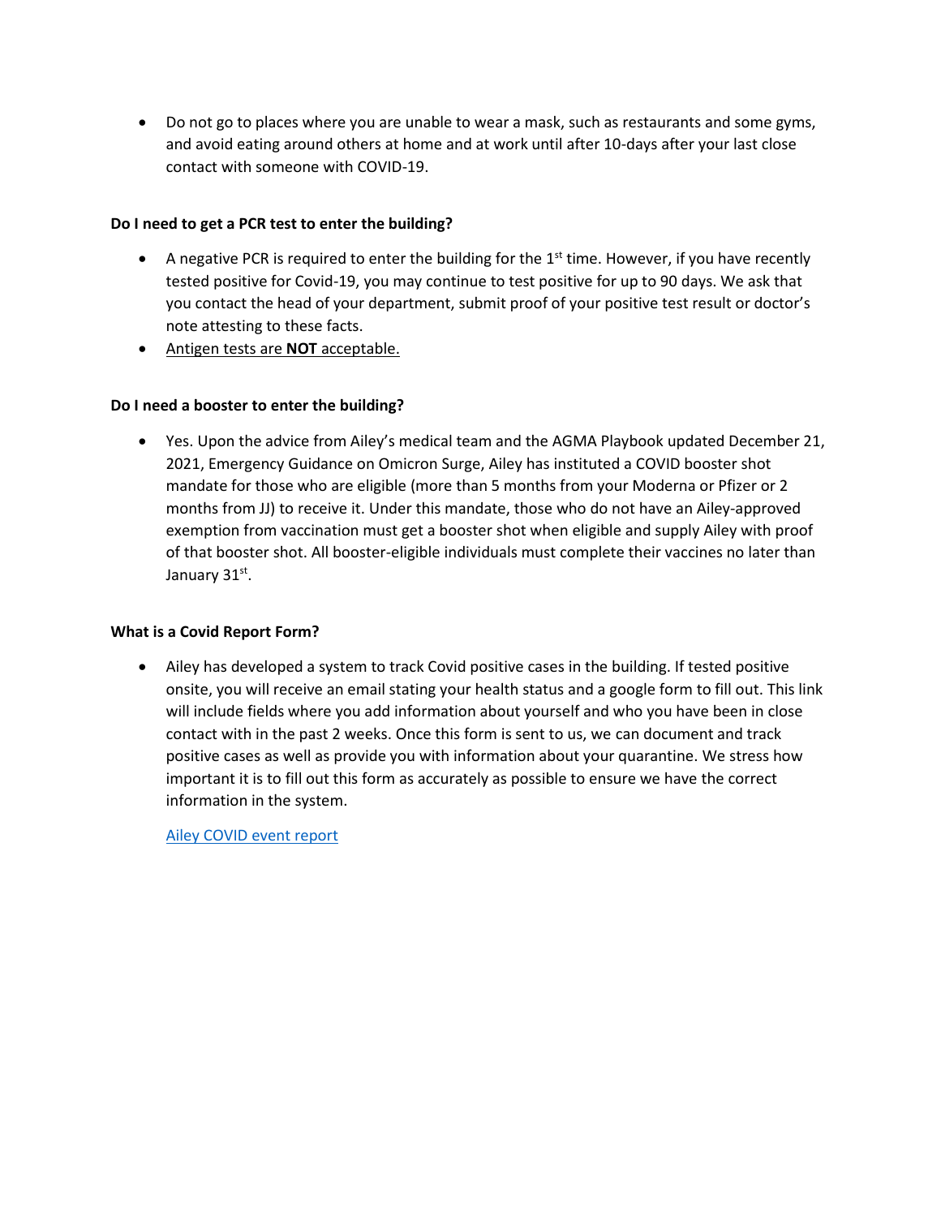- Do not go to places where you are unable to wear a mask, such as restaurants and some gyms, and avoid eating around others at home and at work until after 10-days after your last close contact with someone with COVID-19.

**Do I need to get a PCR test to enter the building?**

- A negative PCR is required to enter the building for the 1st time. However, if you have recently tested positive for Covid-19, you may continue to test positive for up to 90 days. We ask that you contact the head of your department, submit proof of your positive test result or doctor's note attesting to these facts.
- Antigen tests are **NOT** acceptable.

**Do I need a booster to enter the building?**

- Yes. Upon the advice from Ailey's medical team and the AGMA Playbook updated December 21, 2021, Emergency Guidance on Omicron Surge, Ailey has instituted a COVID booster shot mandate for those who are eligible (more than 5 months from your Moderna or Pfizer or 2 months from JJ) to receive it. Under this mandate, those who do not have an Ailey-approved exemption from vaccination must get a booster shot when eligible and supply Ailey with proof of that booster shot. All booster-eligible individuals must complete their vaccines no later than January 31st.

**What is a Covid Report Form?**

- Ailey has developed a system to track Covid positive cases in the building. If tested positive onsite, you will receive an email stating your health status and a google form to fill out. This link will include fields where you add information about yourself and who you have been in close contact with in the past 2 weeks. Once this form is sent to us, we can document and track positive cases as well as provide you with information about your quarantine. We stress how important it is to fill out this form as accurately as possible to ensure we have the correct information in the system.

  Ailey COVID event report